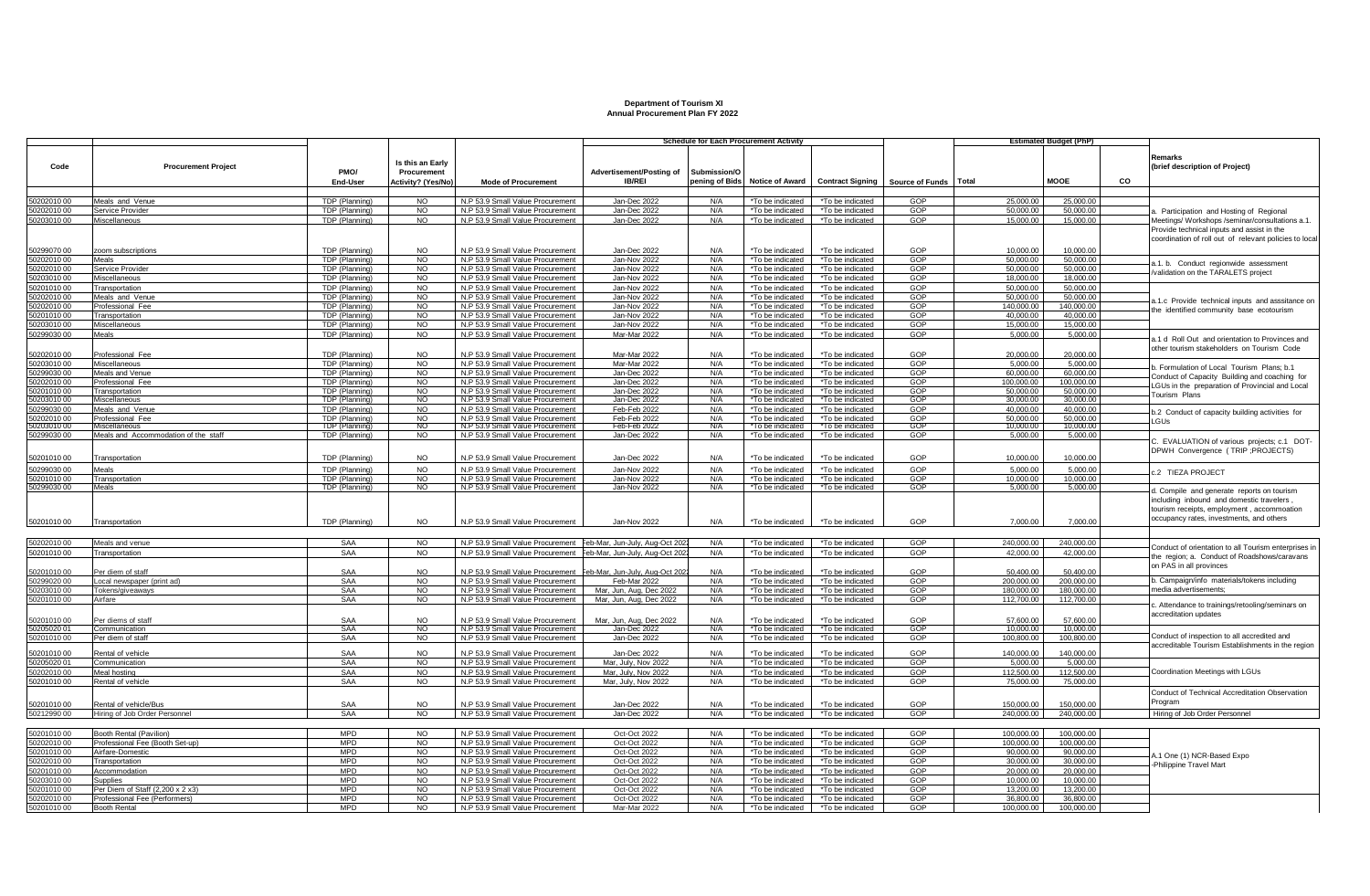# Department of Tourism XI
## Annual Procurement Plan FY 2022

| Code | Procurement Project | PMO/ End-User | Is this an Early Procurement Activity? (Yes/No) | Mode of Procurement | Schedule for Each Procurement Activity | | | | Source of Funds | Estimated Budget (PhP) | | | Remarks (brief description of Project) |
|---|---|---|---|---|---|---|---|---|---|---|---|---|---|
| | | | | | Advertisement/Posting of IB/REI | Submission/Opening of Bids | Notice of Award | Contract Signing | | Total | MOOE | CO | |
| 50202010 00 | Meals and Venue | TDP (Planning) | NO | N.P 53.9 Small Value Procurement | Jan-Dec 2022 | N/A | *To be indicated | *To be indicated | GOP | 25,000.00 | 25,000.00 | | a. Participation and Hosting of Regional Meetings/ Workshops /seminar/consultations a.1. Provide technical inputs and assist in the coordination of roll out of relevant policies to local |
| 50202010 00 | Service Provider | TDP (Planning) | NO | N.P 53.9 Small Value Procurement | Jan-Dec 2022 | N/A | *To be indicated | *To be indicated | GOP | 50,000.00 | 50,000.00 | | |
| 50203010 00 | Miscellaneous | TDP (Planning) | NO | N.P 53.9 Small Value Procurement | Jan-Dec 2022 | N/A | *To be indicated | *To be indicated | GOP | 15,000.00 | 15,000.00 | | |
| 50299070 00 | zoom subscriptions | TDP (Planning) | NO | N.P 53.9 Small Value Procurement | Jan-Dec 2022 | N/A | *To be indicated | *To be indicated | GOP | 10,000.00 | 10,000.00 | | |
| 50202010 00 | Meals | TDP (Planning) | NO | N.P 53.9 Small Value Procurement | Jan-Nov 2022 | N/A | *To be indicated | *To be indicated | GOP | 50,000.00 | 50,000.00 | | a.1. b. Conduct regionwide assessment /validation on the TARALETS project |
| 50202010 00 | Service Provider | TDP (Planning) | NO | N.P 53.9 Small Value Procurement | Jan-Nov 2022 | N/A | *To be indicated | *To be indicated | GOP | 50,000.00 | 50,000.00 | | |
| 50203010 00 | Miscellaneous | TDP (Planning) | NO | N.P 53.9 Small Value Procurement | Jan-Nov 2022 | N/A | *To be indicated | *To be indicated | GOP | 18,000.00 | 18,000.00 | | |
| 50201010 00 | Transportation | TDP (Planning) | NO | N.P 53.9 Small Value Procurement | Jan-Nov 2022 | N/A | *To be indicated | *To be indicated | GOP | 50,000.00 | 50,000.00 | | |
| 50202010 00 | Meals and Venue | TDP (Planning) | NO | N.P 53.9 Small Value Procurement | Jan-Nov 2022 | N/A | *To be indicated | *To be indicated | GOP | 50,000.00 | 50,000.00 | | a.1.c Provide technical inputs and assitance on the identified community base ecotourism |
| 50202010 00 | Professional Fee | TDP (Planning) | NO | N.P 53.9 Small Value Procurement | Jan-Nov 2022 | N/A | *To be indicated | *To be indicated | GOP | 140,000.00 | 140,000.00 | | |
| 50201010 00 | Transportation | TDP (Planning) | NO | N.P 53.9 Small Value Procurement | Jan-Nov 2022 | N/A | *To be indicated | *To be indicated | GOP | 40,000.00 | 40,000.00 | | |
| 50203010 00 | Miscellaneous | TDP (Planning) | NO | N.P 53.9 Small Value Procurement | Jan-Nov 2022 | N/A | *To be indicated | *To be indicated | GOP | 15,000.00 | 15,000.00 | | |
| 50299030 00 | Meals | TDP (Planning) | NO | N.P 53.9 Small Value Procurement | Mar-Mar 2022 | N/A | *To be indicated | *To be indicated | GOP | 5,000.00 | 5,000.00 | | a.1 d Roll Out and orientation to Provinces and other tourism stakeholders on Tourism Code |
| 50202010 00 | Professional Fee | TDP (Planning) | NO | N.P 53.9 Small Value Procurement | Mar-Mar 2022 | N/A | *To be indicated | *To be indicated | GOP | 20,000.00 | 20,000.00 | | |
| 50203010 00 | Miscellaneous | TDP (Planning) | NO | N.P 53.9 Small Value Procurement | Mar-Mar 2022 | N/A | *To be indicated | *To be indicated | GOP | 5,000.00 | 5,000.00 | | |
| 50299030 00 | Meals and Venue | TDP (Planning) | NO | N.P 53.9 Small Value Procurement | Jan-Dec 2022 | N/A | *To be indicated | *To be indicated | GOP | 60,000.00 | 60,000.00 | | b. Formulation of Local Tourism Plans; b.1 Conduct of Capacity Building and coaching for LGUs in the preparation of Provincial and Local Tourism Plans |
| 50202010 00 | Professional Fee | TDP (Planning) | NO | N.P 53.9 Small Value Procurement | Jan-Dec 2022 | N/A | *To be indicated | *To be indicated | GOP | 100,000.00 | 100,000.00 | | |
| 50201010 00 | Transportation | TDP (Planning) | NO | N.P 53.9 Small Value Procurement | Jan-Dec 2022 | N/A | *To be indicated | *To be indicated | GOP | 50,000.00 | 50,000.00 | | |
| 50203010 00 | Miscellaneous | TDP (Planning) | NO | N.P 53.9 Small Value Procurement | Jan-Dec 2022 | N/A | *To be indicated | *To be indicated | GOP | 30,000.00 | 30,000.00 | | |
| 50299030 00 | Meals and Venue | TDP (Planning) | NO | N.P 53.9 Small Value Procurement | Feb-Feb 2022 | N/A | *To be indicated | *To be indicated | GOP | 40,000.00 | 40,000.00 | | b.2 Conduct of capacity building activities for LGUs |
| 50202010 00 | Professional Fee | TDP (Planning) | NO | N.P 53.9 Small Value Procurement | Feb-Feb 2022 | N/A | *To be indicated | *To be indicated | GOP | 50,000.00 | 50,000.00 | | |
| 50203010 00 | Miscellaneous | TDP (Planning) | NO | N.P 53.9 Small Value Procurement | Feb-Feb 2022 | N/A | *To be indicated | *To be indicated | GOP | 10,000.00 | 10,000.00 | | |
| 50299030 00 | Meals and Accommodation of the staff | TDP (Planning) | NO | N.P 53.9 Small Value Procurement | Jan-Dec 2022 | N/A | *To be indicated | *To be indicated | GOP | 5,000.00 | 5,000.00 | | C. EVALUATION of various projects; c.1 DOT-DPWH Convergence ( TRIP ;PROJECTS) |
| 50201010 00 | Transportation | TDP (Planning) | NO | N.P 53.9 Small Value Procurement | Jan-Dec 2022 | N/A | *To be indicated | *To be indicated | GOP | 10,000.00 | 10,000.00 | | |
| 50299030 00 | Meals | TDP (Planning) | NO | N.P 53.9 Small Value Procurement | Jan-Nov 2022 | N/A | *To be indicated | *To be indicated | GOP | 5,000.00 | 5,000.00 | | c.2 TIEZA PROJECT |
| 50201010 00 | Transportation | TDP (Planning) | NO | N.P 53.9 Small Value Procurement | Jan-Nov 2022 | N/A | *To be indicated | *To be indicated | GOP | 10,000.00 | 10,000.00 | | |
| 50299030 00 | Meals | TDP (Planning) | NO | N.P 53.9 Small Value Procurement | Jan-Nov 2022 | N/A | *To be indicated | *To be indicated | GOP | 5,000.00 | 5,000.00 | | d. Compile and generate reports on tourism including inbound and domestic travelers , tourism receipts, employment , accommodation occupancy rates, investments, and others |
| 50201010 00 | Transportation | TDP (Planning) | NO | N.P 53.9 Small Value Procurement | Jan-Nov 2022 | N/A | *To be indicated | *To be indicated | GOP | 7,000.00 | 7,000.00 | | |
| 50202010 00 | Meals and venue | SAA | NO | N.P 53.9 Small Value Procurement | Feb-Mar, Jun-July, Aug-Oct 2022 | N/A | *To be indicated | *To be indicated | GOP | 240,000.00 | 240,000.00 | | Conduct of orientation to all Tourism enterprises in the region; a. Conduct of Roadshows/caravans on PAS in all provinces |
| 50201010 00 | Transportation | SAA | NO | N.P 53.9 Small Value Procurement | Feb-Mar, Jun-July, Aug-Oct 2022 | N/A | *To be indicated | *To be indicated | GOP | 42,000.00 | 42,000.00 | | |
| 50201010 00 | Per diem of staff | SAA | NO | N.P 53.9 Small Value Procurement | Feb-Mar, Jun-July, Aug-Oct 2022 | N/A | *To be indicated | *To be indicated | GOP | 50,400.00 | 50,400.00 | | |
| 50299020 00 | Local newspaper (print ad) | SAA | NO | N.P 53.9 Small Value Procurement | Feb-Mar 2022 | N/A | *To be indicated | *To be indicated | GOP | 200,000.00 | 200,000.00 | | b. Campaign/info materials/tokens including media advertisements; |
| 50203010 00 | Tokens/giveaways | SAA | NO | N.P 53.9 Small Value Procurement | Mar, Jun, Aug, Dec 2022 | N/A | *To be indicated | *To be indicated | GOP | 180,000.00 | 180,000.00 | | |
| 50201010 00 | Airfare | SAA | NO | N.P 53.9 Small Value Procurement | Mar, Jun, Aug, Dec 2022 | N/A | *To be indicated | *To be indicated | GOP | 112,700.00 | 112,700.00 | | c. Attendance to trainings/retooling/seminars on accreditation updates |
| 50201010 00 | Per diems of staff | SAA | NO | N.P 53.9 Small Value Procurement | Mar, Jun, Aug, Dec 2022 | N/A | *To be indicated | *To be indicated | GOP | 57,600.00 | 57,600.00 | | |
| 50205020 01 | Communication | SAA | NO | N.P 53.9 Small Value Procurement | Jan-Dec 2022 | N/A | *To be indicated | *To be indicated | GOP | 10,000.00 | 10,000.00 | | Conduct of inspection to all accredited and accreditable Tourism Establishments in the region |
| 50201010 00 | Per diem of staff | SAA | NO | N.P 53.9 Small Value Procurement | Jan-Dec 2022 | N/A | *To be indicated | *To be indicated | GOP | 100,800.00 | 100,800.00 | | |
| 50201010 00 | Rental of vehicle | SAA | NO | N.P 53.9 Small Value Procurement | Jan-Dec 2022 | N/A | *To be indicated | *To be indicated | GOP | 140,000.00 | 140,000.00 | | |
| 50205020 01 | Communication | SAA | NO | N.P 53.9 Small Value Procurement | Mar, July, Nov 2022 | N/A | *To be indicated | *To be indicated | GOP | 5,000.00 | 5,000.00 | | Coordination Meetings with LGUs |
| 50202010 00 | Meal hosting | SAA | NO | N.P 53.9 Small Value Procurement | Mar, July, Nov 2022 | N/A | *To be indicated | *To be indicated | GOP | 112,500.00 | 112,500.00 | | |
| 50201010 00 | Rental of vehicle | SAA | NO | N.P 53.9 Small Value Procurement | Mar, July, Nov 2022 | N/A | *To be indicated | *To be indicated | GOP | 75,000.00 | 75,000.00 | | |
| 50201010 00 | Rental of vehicle/Bus | SAA | NO | N.P 53.9 Small Value Procurement | Jan-Dec 2022 | N/A | *To be indicated | *To be indicated | GOP | 150,000.00 | 150,000.00 | | Conduct of Technical Accreditation Observation Program |
| 50212990 00 | Hiring of Job Order Personnel | SAA | NO | N.P 53.9 Small Value Procurement | Jan-Dec 2022 | N/A | *To be indicated | *To be indicated | GOP | 240,000.00 | 240,000.00 | | Hiring of Job Order Personnel |
| 50201010 00 | Booth Rental (Pavilion) | MPD | NO | N.P 53.9 Small Value Procurement | Oct-Oct 2022 | N/A | *To be indicated | *To be indicated | GOP | 100,000.00 | 100,000.00 | | A.1 One (1) NCR-Based Expo -Philippine Travel Mart |
| 50202010 00 | Professional Fee (Booth Set-up) | MPD | NO | N.P 53.9 Small Value Procurement | Oct-Oct 2022 | N/A | *To be indicated | *To be indicated | GOP | 100,000.00 | 100,000.00 | | |
| 50201010 00 | Airfare-Domestic | MPD | NO | N.P 53.9 Small Value Procurement | Oct-Oct 2022 | N/A | *To be indicated | *To be indicated | GOP | 90,000.00 | 90,000.00 | | |
| 50202010 00 | Transportation | MPD | NO | N.P 53.9 Small Value Procurement | Oct-Oct 2022 | N/A | *To be indicated | *To be indicated | GOP | 30,000.00 | 30,000.00 | | |
| 50201010 00 | Accommodation | MPD | NO | N.P 53.9 Small Value Procurement | Oct-Oct 2022 | N/A | *To be indicated | *To be indicated | GOP | 20,000.00 | 20,000.00 | | |
| 50203010 00 | Supplies | MPD | NO | N.P 53.9 Small Value Procurement | Oct-Oct 2022 | N/A | *To be indicated | *To be indicated | GOP | 10,000.00 | 10,000.00 | | |
| 50201010 00 | Per Diem of Staff (2,200 x 2 x3) | MPD | NO | N.P 53.9 Small Value Procurement | Oct-Oct 2022 | N/A | *To be indicated | *To be indicated | GOP | 13,200.00 | 13,200.00 | | |
| 50202010 00 | Professional Fee (Performers) | MPD | NO | N.P 53.9 Small Value Procurement | Oct-Oct 2022 | N/A | *To be indicated | *To be indicated | GOP | 36,800.00 | 36,800.00 | | |
| 50201010 00 | Booth Rental | MPD | NO | N.P 53.9 Small Value Procurement | Mar-Mar 2022 | N/A | *To be indicated | *To be indicated | GOP | 100,000.00 | 100,000.00 | | |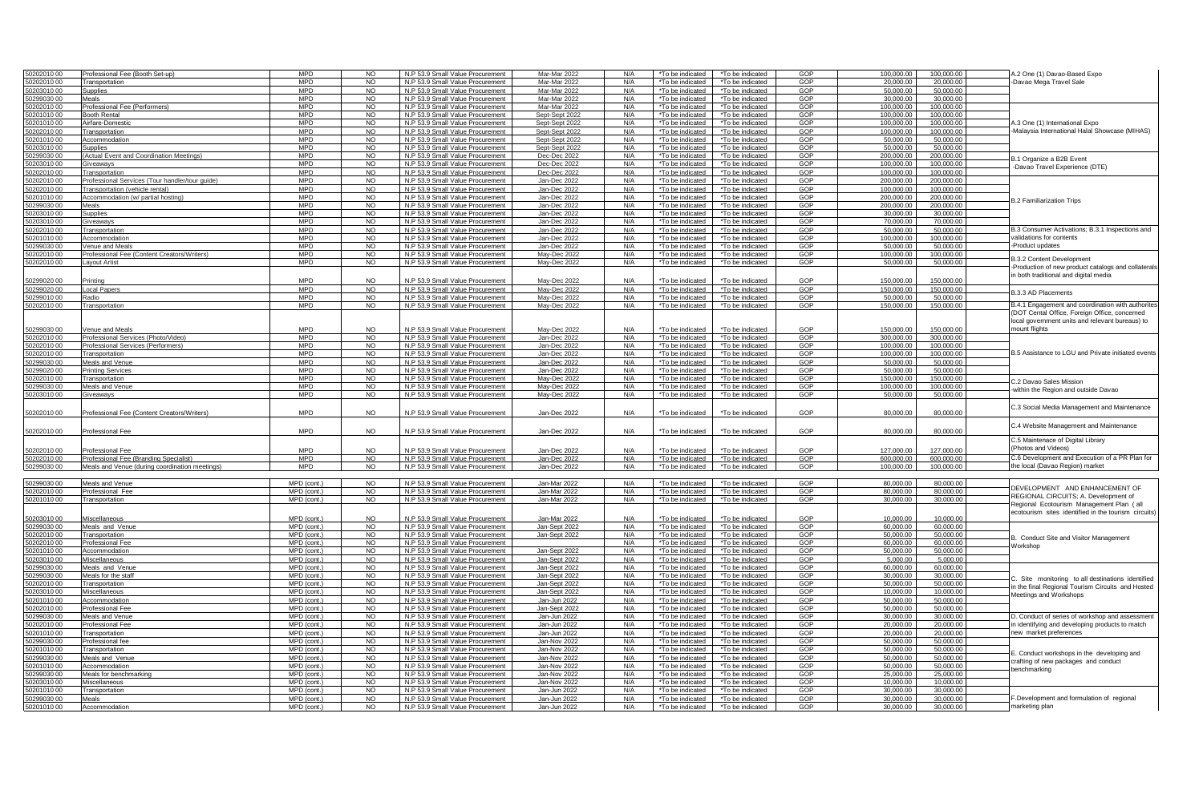| | | | | | | | | | | | | |
|---|---|---|---|---|---|---|---|---|---|---|---|---|
| 50202010 00 | Professional Fee (Booth Set-up) | MPD | NO | N.P 53.9 Small Value Procurement | Mar-Mar 2022 | N/A | *To be indicated | *To be indicated | GOP | 100,000.00 | 100,000.00 | A.2 One (1) Davao-Based Expo -Davao Mega Travel Sale |
| 50202010 00 | Transportation | MPD | NO | N.P 53.9 Small Value Procurement | Mar-Mar 2022 | N/A | *To be indicated | *To be indicated | GOP | 20,000.00 | 20,000.00 | |
| 50203010 00 | Supplies | MPD | NO | N.P 53.9 Small Value Procurement | Mar-Mar 2022 | N/A | *To be indicated | *To be indicated | GOP | 50,000.00 | 50,000.00 | |
| 50299030 00 | Meals | MPD | NO | N.P 53.9 Small Value Procurement | Mar-Mar 2022 | N/A | *To be indicated | *To be indicated | GOP | 30,000.00 | 30,000.00 | |
| 50202010 00 | Professional Fee (Performers) | MPD | NO | N.P 53.9 Small Value Procurement | Mar-Mar 2022 | N/A | *To be indicated | *To be indicated | GOP | 100,000.00 | 100,000.00 | |
| 50201010 00 | Booth Rental | MPD | NO | N.P 53.9 Small Value Procurement | Sept-Sept 2022 | N/A | *To be indicated | *To be indicated | GOP | 100,000.00 | 100,000.00 | A.3 One (1) International Expo -Malaysia International Halal Showcase (MIHAS) |
| 50201010 00 | Airfare-Domestic | MPD | NO | N.P 53.9 Small Value Procurement | Sept-Sept 2022 | N/A | *To be indicated | *To be indicated | GOP | 100,000.00 | 100,000.00 | |
| 50202010 00 | Transportation | MPD | NO | N.P 53.9 Small Value Procurement | Sept-Sept 2022 | N/A | *To be indicated | *To be indicated | GOP | 100,000.00 | 100,000.00 | |
| 50201010 00 | Accommodation | MPD | NO | N.P 53.9 Small Value Procurement | Sept-Sept 2022 | N/A | *To be indicated | *To be indicated | GOP | 50,000.00 | 50,000.00 | |
| 50203010 00 | Supplies | MPD | NO | N.P 53.9 Small Value Procurement | Sept-Sept 2022 | N/A | *To be indicated | *To be indicated | GOP | 50,000.00 | 50,000.00 | |
| 50299030 00 | (Actual Event and Coordination Meetings) | MPD | NO | N.P 53.9 Small Value Procurement | Dec-Dec 2022 | N/A | *To be indicated | *To be indicated | GOP | 200,000.00 | 200,000.00 | B.1 Organize a B2B Event -Davao Travel Experience (DTE) |
| 50203010 00 | Giveaways | MPD | NO | N.P 53.9 Small Value Procurement | Dec-Dec 2022 | N/A | *To be indicated | *To be indicated | GOP | 100,000.00 | 100,000.00 | |
| 50202010 00 | Transportation | MPD | NO | N.P 53.9 Small Value Procurement | Dec-Dec 2022 | N/A | *To be indicated | *To be indicated | GOP | 100,000.00 | 100,000.00 | |
| 50202010 00 | Professional Services (Tour handler/tour guide) | MPD | NO | N.P 53.9 Small Value Procurement | Jan-Dec 2022 | N/A | *To be indicated | *To be indicated | GOP | 200,000.00 | 200,000.00 | B.2 Familiarization Trips |
| 50202010 00 | Transportation (vehicle rental) | MPD | NO | N.P 53.9 Small Value Procurement | Jan-Dec 2022 | N/A | *To be indicated | *To be indicated | GOP | 100,000.00 | 100,000.00 | |
| 50201010 00 | Accommodation (w/ partial hosting) | MPD | NO | N.P 53.9 Small Value Procurement | Jan-Dec 2022 | N/A | *To be indicated | *To be indicated | GOP | 200,000.00 | 200,000.00 | |
| 50299030 00 | Meals | MPD | NO | N.P 53.9 Small Value Procurement | Jan-Dec 2022 | N/A | *To be indicated | *To be indicated | GOP | 200,000.00 | 200,000.00 | |
| 50203010 00 | Supplies | MPD | NO | N.P 53.9 Small Value Procurement | Jan-Dec 2022 | N/A | *To be indicated | *To be indicated | GOP | 30,000.00 | 30,000.00 | |
| 50203010 00 | Giveaways | MPD | NO | N.P 53.9 Small Value Procurement | Jan-Dec 2022 | N/A | *To be indicated | *To be indicated | GOP | 70,000.00 | 70,000.00 | |
| 50202010 00 | Transportation | MPD | NO | N.P 53.9 Small Value Procurement | Jan-Dec 2022 | N/A | *To be indicated | *To be indicated | GOP | 50,000.00 | 50,000.00 | B.3 Consumer Activations; B.3.1 Inspections and validations for contents -Product updates |
| 50201010 00 | Accommodation | MPD | NO | N.P 53.9 Small Value Procurement | Jan-Dec 2022 | N/A | *To be indicated | *To be indicated | GOP | 100,000.00 | 100,000.00 | |
| 50299030 00 | Venue and Meals | MPD | NO | N.P 53.9 Small Value Procurement | Jan-Dec 2022 | N/A | *To be indicated | *To be indicated | GOP | 50,000.00 | 50,000.00 | |
| 50202010 00 | Professional Fee (Content Creators/Writers) | MPD | NO | N.P 53.9 Small Value Procurement | May-Dec 2022 | N/A | *To be indicated | *To be indicated | GOP | 100,000.00 | 100,000.00 | B.3.2 Content Development -Production of new product catalogs and collaterals in both traditional and digital media |
| 50202010 00 | Layout Artist | MPD | NO | N.P 53.9 Small Value Procurement | May-Dec 2022 | N/A | *To be indicated | *To be indicated | GOP | 50,000.00 | 50,000.00 | |
| 50299020 00 | Printing | MPD | NO | N.P 53.9 Small Value Procurement | May-Dec 2022 | N/A | *To be indicated | *To be indicated | GOP | 150,000.00 | 150,000.00 | |
| 50299020 00 | Local Papers | MPD | NO | N.P 53.9 Small Value Procurement | May-Dec 2022 | N/A | *To be indicated | *To be indicated | GOP | 150,000.00 | 150,000.00 | B.3.3 AD Placements |
| 50299010 00 | Radio | MPD | NO | N.P 53.9 Small Value Procurement | May-Dec 2022 | N/A | *To be indicated | *To be indicated | GOP | 50,000.00 | 50,000.00 | |
| 50202010 00 | Transportation | MPD | NO | N.P 53.9 Small Value Procurement | May-Dec 2022 | N/A | *To be indicated | *To be indicated | GOP | 150,000.00 | 150,000.00 | B.4.1 Engagement and coordination with authorites (DOT Cental Office, Foreign Office, concerned local government units and relevant bureaus) to mount flights |
| 50299030 00 | Venue and Meals | MPD | NO | N.P 53.9 Small Value Procurement | May-Dec 2022 | N/A | *To be indicated | *To be indicated | GOP | 150,000.00 | 150,000.00 | |
| 50202010 00 | Professional Services (Photo/Video) | MPD | NO | N.P 53.9 Small Value Procurement | Jan-Dec 2022 | N/A | *To be indicated | *To be indicated | GOP | 300,000.00 | 300,000.00 | B.5 Assistance to LGU and Private initiated events |
| 50202010 00 | Professional Services (Performers) | MPD | NO | N.P 53.9 Small Value Procurement | Jan-Dec 2022 | N/A | *To be indicated | *To be indicated | GOP | 100,000.00 | 100,000.00 | |
| 50202010 00 | Transportation | MPD | NO | N.P 53.9 Small Value Procurement | Jan-Dec 2022 | N/A | *To be indicated | *To be indicated | GOP | 100,000.00 | 100,000.00 | |
| 50299030 00 | Meals and Venue | MPD | NO | N.P 53.9 Small Value Procurement | Jan-Dec 2022 | N/A | *To be indicated | *To be indicated | GOP | 50,000.00 | 50,000.00 | |
| 50299020 00 | Printing Services | MPD | NO | N.P 53.9 Small Value Procurement | Jan-Dec 2022 | N/A | *To be indicated | *To be indicated | GOP | 50,000.00 | 50,000.00 | |
| 50202010 00 | Transportation | MPD | NO | N.P 53.9 Small Value Procurement | May-Dec 2022 | N/A | *To be indicated | *To be indicated | GOP | 150,000.00 | 150,000.00 | C.2 Davao Sales Mission -within the Region and outside Davao |
| 50299030 00 | Meals and Venue | MPD | NO | N.P 53.9 Small Value Procurement | May-Dec 2022 | N/A | *To be indicated | *To be indicated | GOP | 100,000.00 | 100,000.00 | |
| 50203010 00 | Giveaways | MPD | NO | N.P 53.9 Small Value Procurement | May-Dec 2022 | N/A | *To be indicated | *To be indicated | GOP | 50,000.00 | 50,000.00 | |
| 50202010 00 | Professional Fee (Content Creators/Writers) | MPD | NO | N.P 53.9 Small Value Procurement | Jan-Dec 2022 | N/A | *To be indicated | *To be indicated | GOP | 80,000.00 | 80,000.00 | C.3 Social Media Management and Maintenance |
| 50202010 00 | Professional Fee | MPD | NO | N.P 53.9 Small Value Procurement | Jan-Dec 2022 | N/A | *To be indicated | *To be indicated | GOP | 80,000.00 | 80,000.00 | C.4 Website Management and Maintenance |
| 50202010 00 | Professional Fee | MPD | NO | N.P 53.9 Small Value Procurement | Jan-Dec 2022 | N/A | *To be indicated | *To be indicated | GOP | 127,000.00 | 127,000.00 | C.5 Maintenace of Digital Library (Photos and Videos) |
| 50202010 00 | Professional Fee (Branding Specialist) | MPD | NO | N.P 53.9 Small Value Procurement | Jan-Dec 2022 | N/A | *To be indicated | *To be indicated | GOP | 600,000.00 | 600,000.00 | C.6 Development and Execution of a PR Plan for the local (Davao Region) market |
| 50299030 00 | Meals and Venue (during coordination meetings) | MPD | NO | N.P 53.9 Small Value Procurement | Jan-Dec 2022 | N/A | *To be indicated | *To be indicated | GOP | 100,000.00 | 100,000.00 | |
| 50299030 00 | Meals and Venue | MPD (cont.) | NO | N.P 53.9 Small Value Procurement | Jan-Mar 2022 | N/A | *To be indicated | *To be indicated | GOP | 80,000.00 | 80,000.00 | DEVELOPMENT AND ENHANCEMENT OF REGIONAL CIRCUITS; A. Development of Regional Ecotourism Management Plan ( all ecotourism sites identified in the tourism circuits) |
| 50202010 00 | Professional Fee | MPD (cont.) | NO | N.P 53.9 Small Value Procurement | Jan-Mar 2022 | N/A | *To be indicated | *To be indicated | GOP | 80,000.00 | 80,000.00 | |
| 50201010 00 | Transportation | MPD (cont.) | NO | N.P 53.9 Small Value Procurement | Jan-Mar 2022 | N/A | *To be indicated | *To be indicated | GOP | 30,000.00 | 30,000.00 | |
| 50203010 00 | Miscellaneous | MPD (cont.) | NO | N.P 53.9 Small Value Procurement | Jan-Mar 2022 | N/A | *To be indicated | *To be indicated | GOP | 10,000.00 | 10,000.00 | |
| 50299030 00 | Meals and Venue | MPD (cont.) | NO | N.P 53.9 Small Value Procurement | Jan-Sept 2022 | N/A | *To be indicated | *To be indicated | GOP | 60,000.00 | 60,000.00 | B. Conduct Site and Visitor Management Workshop |
| 50202010 00 | Transportation | MPD (cont.) | NO | N.P 53.9 Small Value Procurement | Jan-Sept 2022 | N/A | *To be indicated | *To be indicated | GOP | 50,000.00 | 50,000.00 | |
| 50202010 00 | Professional Fee | MPD (cont.) | NO | N.P 53.9 Small Value Procurement | | N/A | *To be indicated | *To be indicated | GOP | 60,000.00 | 60,000.00 | |
| 50201010 00 | Accommodation | MPD (cont.) | NO | N.P 53.9 Small Value Procurement | Jan-Sept 2022 | N/A | *To be indicated | *To be indicated | GOP | 50,000.00 | 50,000.00 | |
| 50203010 00 | Miscellaneous | MPD (cont.) | NO | N.P 53.9 Small Value Procurement | Jan-Sept 2022 | N/A | *To be indicated | *To be indicated | GOP | 5,000.00 | 5,000.00 | |
| 50299030 00 | Meals and Venue | MPD (cont.) | NO | N.P 53.9 Small Value Procurement | Jan-Sept 2022 | N/A | *To be indicated | *To be indicated | GOP | 60,000.00 | 60,000.00 | C. Site monitoring to all destinations identified in the final Regional Tourism Circuits and Hosted Meetings and Workshops |
| 50299030 00 | Meals for the staff | MPD (cont.) | NO | N.P 53.9 Small Value Procurement | Jan-Sept 2022 | N/A | *To be indicated | *To be indicated | GOP | 30,000.00 | 30,000.00 | |
| 50202010 00 | Transportation | MPD (cont.) | NO | N.P 53.9 Small Value Procurement | Jan-Sept 2022 | N/A | *To be indicated | *To be indicated | GOP | 50,000.00 | 50,000.00 | |
| 50203010 00 | Miscellaneous | MPD (cont.) | NO | N.P 53.9 Small Value Procurement | Jan-Sept 2022 | N/A | *To be indicated | *To be indicated | GOP | 10,000.00 | 10,000.00 | |
| 50201010 00 | Accommodation | MPD (cont.) | NO | N.P 53.9 Small Value Procurement | Jan-Jun 2022 | N/A | *To be indicated | *To be indicated | GOP | 50,000.00 | 50,000.00 | |
| 50202010 00 | Professional Fee | MPD (cont.) | NO | N.P 53.9 Small Value Procurement | Jan-Sept 2022 | N/A | *To be indicated | *To be indicated | GOP | 50,000.00 | 50,000.00 | |
| 50299030 00 | Meals and Venue | MPD (cont.) | NO | N.P 53.9 Small Value Procurement | Jan-Jun 2022 | N/A | *To be indicated | *To be indicated | GOP | 30,000.00 | 30,000.00 | D. Conduct of series of workshop and assessment in identifying and developing products to match new market preferences |
| 50202010 00 | Professional Fee | MPD (cont.) | NO | N.P 53.9 Small Value Procurement | Jan-Jun 2022 | N/A | *To be indicated | *To be indicated | GOP | 20,000.00 | 20,000.00 | |
| 50201010 00 | Transportation | MPD (cont.) | NO | N.P 53.9 Small Value Procurement | Jan-Jun 2022 | N/A | *To be indicated | *To be indicated | GOP | 20,000.00 | 20,000.00 | |
| 50299030 00 | Professional fee | MPD (cont.) | NO | N.P 53.9 Small Value Procurement | Jan-Nov 2022 | N/A | *To be indicated | *To be indicated | GOP | 50,000.00 | 50,000.00 | E. Conduct workshops in the developing and crafting of new packages and conduct benchmarking |
| 50201010 00 | Transportation | MPD (cont.) | NO | N.P 53.9 Small Value Procurement | Jan-Nov 2022 | N/A | *To be indicated | *To be indicated | GOP | 50,000.00 | 50,000.00 | |
| 50299030 00 | Meals and Venue | MPD (cont.) | NO | N.P 53.9 Small Value Procurement | Jan-Nov 2022 | N/A | *To be indicated | *To be indicated | GOP | 50,000.00 | 50,000.00 | |
| 50201010 00 | Accommodation | MPD (cont.) | NO | N.P 53.9 Small Value Procurement | Jan-Nov 2022 | N/A | *To be indicated | *To be indicated | GOP | 50,000.00 | 50,000.00 | |
| 50299030 00 | Meals for benchmarking | MPD (cont.) | NO | N.P 53.9 Small Value Procurement | Jan-Nov 2022 | N/A | *To be indicated | *To be indicated | GOP | 25,000.00 | 25,000.00 | |
| 50203010 00 | Miscellaneous | MPD (cont.) | NO | N.P 53.9 Small Value Procurement | Jan-Nov 2022 | N/A | *To be indicated | *To be indicated | GOP | 10,000.00 | 10,000.00 | |
| 50201010 00 | Transportation | MPD (cont.) | NO | N.P 53.9 Small Value Procurement | Jan-Jun 2022 | N/A | *To be indicated | *To be indicated | GOP | 30,000.00 | 30,000.00 | F.Development and formulation of regional marketing plan |
| 50299030 00 | Meals | MPD (cont.) | NO | N.P 53.9 Small Value Procurement | Jan-Jun 2022 | N/A | *To be indicated | *To be indicated | GOP | 30,000.00 | 30,000.00 | |
| 50201010 00 | Accommodation | MPD (cont.) | NO | N.P 53.9 Small Value Procurement | Jan-Jun 2022 | N/A | *To be indicated | *To be indicated | GOP | 30,000.00 | 30,000.00 | |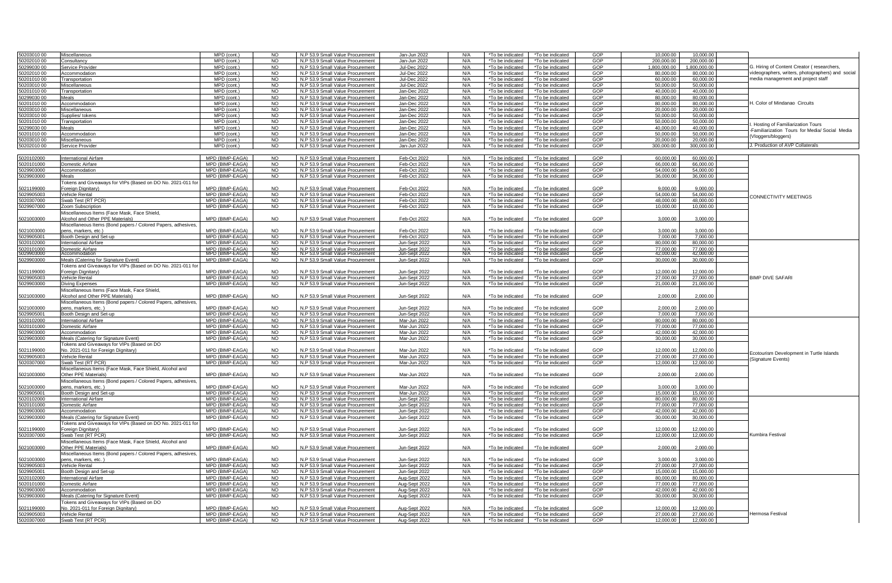| | | | | | | | | | | | | |
|---|---|---|---|---|---|---|---|---|---|---|---|---|
| 50203010 00 | Miscellaneous | MPD (cont.) | NO | N.P 53.9 Small Value Procurement | Jan-Jun 2022 | N/A | *To be indicated | *To be indicated | GOP | 10,000.00 | 10,000.00 | |
| 50202010 00 | Consultancy | MPD (cont.) | NO | N.P 53.9 Small Value Procurement | Jan-Jun 2022 | N/A | *To be indicated | *To be indicated | GOP | 200,000.00 | 200,000.00 | |
| 50299030 00 | Service Provider | MPD (cont.) | NO | N.P 53.9 Small Value Procurement | Jul-Dec 2022 | N/A | *To be indicated | *To be indicated | GOP | 1,800,000.00 | 1,800,000.00 | G. Hiring of Content Creator ( researchers, videographers, writers, photographers) and social media management and project staff |
| 50202010 00 | Accommodation | MPD (cont.) | NO | N.P 53.9 Small Value Procurement | Jul-Dec 2022 | N/A | *To be indicated | *To be indicated | GOP | 80,000.00 | 80,000.00 | |
| 50201010 00 | Transportation | MPD (cont.) | NO | N.P 53.9 Small Value Procurement | Jul-Dec 2022 | N/A | *To be indicated | *To be indicated | GOP | 60,000.00 | 60,000.00 | |
| 50203010 00 | Miscellaneous | MPD (cont.) | NO | N.P 53.9 Small Value Procurement | Jul-Dec 2022 | N/A | *To be indicated | *To be indicated | GOP | 50,000.00 | 50,000.00 | |
| 50201010 00 | Transportation | MPD (cont.) | NO | N.P 53.9 Small Value Procurement | Jan-Dec 2022 | N/A | *To be indicated | *To be indicated | GOP | 40,000.00 | 40,000.00 | H. Color of Mindanao Circuits |
| 50299030 00 | Meals | MPD (cont.) | NO | N.P 53.9 Small Value Procurement | Jan-Dec 2022 | N/A | *To be indicated | *To be indicated | GOP | 80,000.00 | 80,000.00 | |
| 50201010 00 | Accommodation | MPD (cont.) | NO | N.P 53.9 Small Value Procurement | Jan-Dec 2022 | N/A | *To be indicated | *To be indicated | GOP | 80,000.00 | 80,000.00 | |
| 50203010 00 | Miscellaneous | MPD (cont.) | NO | N.P 53.9 Small Value Procurement | Jan-Dec 2022 | N/A | *To be indicated | *To be indicated | GOP | 20,000.00 | 20,000.00 | |
| 50203010 00 | Supplies/ tokens | MPD (cont.) | NO | N.P 53.9 Small Value Procurement | Jan-Dec 2022 | N/A | *To be indicated | *To be indicated | GOP | 50,000.00 | 50,000.00 | |
| 50201010 00 | Transportation | MPD (cont.) | NO | N.P 53.9 Small Value Procurement | Jan-Dec 2022 | N/A | *To be indicated | *To be indicated | GOP | 50,000.00 | 50,000.00 | I. Hosting of Familiarization Tours -Familiarization Tours for Media/ Social Media (Vloggers/bloggers) |
| 50299030 00 | Meals | MPD (cont.) | NO | N.P 53.9 Small Value Procurement | Jan-Dec 2022 | N/A | *To be indicated | *To be indicated | GOP | 40,000.00 | 40,000.00 | |
| 50201010 00 | Accommodation | MPD (cont.) | NO | N.P 53.9 Small Value Procurement | Jan-Dec 2022 | N/A | *To be indicated | *To be indicated | GOP | 50,000.00 | 50,000.00 | |
| 50203010 00 | Miscellaneous | MPD (cont.) | NO | N.P 53.9 Small Value Procurement | Jan-Dec 2022 | N/A | *To be indicated | *To be indicated | GOP | 20,000.00 | 20,000.00 | |
| 50202010 00 | Service Provider | MPD (cont.) | NO | N.P 53.9 Small Value Procurement | Jan-Jun 2022 | N/A | *To be indicated | *To be indicated | GOP | 300,000.00 | 300,000.00 | J. Production of AVP Collaterals |
| 5020102000 | International Airfare | MPD (BIMP-EAGA) | NO | N.P 53.9 Small Value Procurement | Feb-Oct 2022 | N/A | *To be indicated | *To be indicated | GOP | 60,000.00 | 60,000.00 | CONNECTIVITY MEETINGS |
| 5020101000 | Domestic Airfare | MPD (BIMP-EAGA) | NO | N.P 53.9 Small Value Procurement | Feb-Oct 2022 | N/A | *To be indicated | *To be indicated | GOP | 66,000.00 | 66,000.00 | |
| 5029903000 | Accommodation | MPD (BIMP-EAGA) | NO | N.P 53.9 Small Value Procurement | Feb-Oct 2022 | N/A | *To be indicated | *To be indicated | GOP | 54,000.00 | 54,000.00 | |
| 5029903000 | Meals | MPD (BIMP-EAGA) | NO | N.P 53.9 Small Value Procurement | Feb-Oct 2022 | N/A | *To be indicated | *To be indicated | GOP | 36,000.00 | 36,000.00 | |
| 5021199000 | Tokens and Giveaways for VIPs (Based on DO No. 2021-011 for Foreign Dignitary) | MPD (BIMP-EAGA) | NO | N.P 53.9 Small Value Procurement | Feb-Oct 2022 | N/A | *To be indicated | *To be indicated | GOP | 9,000.00 | 9,000.00 | |
| 5029905003 | Vehicle Rental | MPD (BIMP-EAGA) | NO | N.P 53.9 Small Value Procurement | Feb-Oct 2022 | N/A | *To be indicated | *To be indicated | GOP | 54,000.00 | 54,000.00 | |
| 5020307000 | Swab Test (RT PCR) | MPD (BIMP-EAGA) | NO | N.P 53.9 Small Value Procurement | Feb-Oct 2022 | N/A | *To be indicated | *To be indicated | GOP | 48,000.00 | 48,000.00 | |
| 5029907000 | Zoom Subscription | MPD (BIMP-EAGA) | NO | N.P 53.9 Small Value Procurement | Feb-Oct 2022 | N/A | *To be indicated | *To be indicated | GOP | 10,000.00 | 10,000.00 | |
| 5021003000 | Miscellaneous Items (Face Mask, Face Shield, Alcohol and Other PPE Materials) | MPD (BIMP-EAGA) | NO | N.P 53.9 Small Value Procurement | Feb-Oct 2022 | N/A | *To be indicated | *To be indicated | GOP | 3,000.00 | 3,000.00 | |
| 5021003000 | Miscellaneous Items (Bond papers / Colored Papers, adhesives, pens, markers, etc.) | MPD (BIMP-EAGA) | NO | N.P 53.9 Small Value Procurement | Feb-Oct 2022 | N/A | *To be indicated | *To be indicated | GOP | 3,000.00 | 3,000.00 | |
| 5029905001 | Booth Design and Set-up | MPD (BIMP-EAGA) | NO | N.P 53.9 Small Value Procurement | Feb-Oct 2022 | N/A | *To be indicated | *To be indicated | GOP | 7,000.00 | 7,000.00 | |
| 5020102000 | International Airfare | MPD (BIMP-EAGA) | NO | N.P 53.9 Small Value Procurement | Jun-Sept 2022 | N/A | *To be indicated | *To be indicated | GOP | 80,000.00 | 80,000.00 | BIMP DIVE SAFARI |
| 5020101000 | Domestic Airfare | MPD (BIMP-EAGA) | NO | N.P 53.9 Small Value Procurement | Jun-Sept 2022 | N/A | *To be indicated | *To be indicated | GOP | 77,000.00 | 77,000.00 | |
| 5029903000 | Accommodation | MPD (BIMP-EAGA) | NO | N.P 53.9 Small Value Procurement | Jun-Sept 2022 | N/A | *To be indicated | *To be indicated | GOP | 42,000.00 | 42,000.00 | |
| 5029903000 | Meals (Catering for Signature Event) | MPD (BIMP-EAGA) | NO | N.P 53.9 Small Value Procurement | Jun-Sept 2022 | N/A | *To be indicated | *To be indicated | GOP | 30,000.00 | 30,000.00 | |
| 5021199000 | Tokens and Giveaways for VIPs (Based on DO No. 2021-011 for Foreign Dignitary) | MPD (BIMP-EAGA) | NO | N.P 53.9 Small Value Procurement | Jun-Sept 2022 | N/A | *To be indicated | *To be indicated | GOP | 12,000.00 | 12,000.00 | |
| 5029905003 | Vehicle Rental | MPD (BIMP-EAGA) | NO | N.P 53.9 Small Value Procurement | Jun-Sept 2022 | N/A | *To be indicated | *To be indicated | GOP | 27,000.00 | 27,000.00 | |
| 5029903000 | Diving Expenses | MPD (BIMP-EAGA) | NO | N.P 53.9 Small Value Procurement | Jun-Sept 2022 | N/A | *To be indicated | *To be indicated | GOP | 21,000.00 | 21,000.00 | |
| 5021003000 | Miscellaneous Items (Face Mask, Face Shield, Alcohol and Other PPE Materials) | MPD (BIMP-EAGA) | NO | N.P 53.9 Small Value Procurement | Jun-Sept 2022 | N/A | *To be indicated | *To be indicated | GOP | 2,000.00 | 2,000.00 | |
| 5021003000 | Miscellaneous Items (Bond papers / Colored Papers, adhesives, pens, markers, etc. ) | MPD (BIMP-EAGA) | NO | N.P 53.9 Small Value Procurement | Jun-Sept 2022 | N/A | *To be indicated | *To be indicated | GOP | 2,000.00 | 2,000.00 | |
| 5029905001 | Booth Design and Set-up | MPD (BIMP-EAGA) | NO | N.P 53.9 Small Value Procurement | Jun-Sept 2022 | N/A | *To be indicated | *To be indicated | GOP | 7,000.00 | 7,000.00 | |
| 5020102000 | International Airfare | MPD (BIMP-EAGA) | NO | N.P 53.9 Small Value Procurement | Mar-Jun 2022 | N/A | *To be indicated | *To be indicated | GOP | 80,000.00 | 80,000.00 | Ecotourism Development in Turtle Islands (Signature Events) |
| 5020101000 | Domestic Airfare | MPD (BIMP-EAGA) | NO | N.P 53.9 Small Value Procurement | Mar-Jun 2022 | N/A | *To be indicated | *To be indicated | GOP | 77,000.00 | 77,000.00 | |
| 5029903000 | Accommodation | MPD (BIMP-EAGA) | NO | N.P 53.9 Small Value Procurement | Mar-Jun 2022 | N/A | *To be indicated | *To be indicated | GOP | 42,000.00 | 42,000.00 | |
| 5029903000 | Meals (Catering for Signature Event) | MPD (BIMP-EAGA) | NO | N.P 53.9 Small Value Procurement | Mar-Jun 2022 | N/A | *To be indicated | *To be indicated | GOP | 30,000.00 | 30,000.00 | |
| 5021199000 | Tokens and Giveaways for VIPs (Based on DO No. 2021-011 for Foreign Dignitary) | MPD (BIMP-EAGA) | NO | N.P 53.9 Small Value Procurement | Mar-Jun 2022 | N/A | *To be indicated | *To be indicated | GOP | 12,000.00 | 12,000.00 | |
| 5029905003 | Vehicle Rental | MPD (BIMP-EAGA) | NO | N.P 53.9 Small Value Procurement | Mar-Jun 2022 | N/A | *To be indicated | *To be indicated | GOP | 27,000.00 | 27,000.00 | |
| 5020307000 | Swab Test (RT PCR) | MPD (BIMP-EAGA) | NO | N.P 53.9 Small Value Procurement | Mar-Jun 2022 | N/A | *To be indicated | *To be indicated | GOP | 12,000.00 | 12,000.00 | |
| 5021003000 | Miscellaneous Items (Face Mask, Face Shield, Alcohol and Other PPE Materials) | MPD (BIMP-EAGA) | NO | N.P 53.9 Small Value Procurement | Mar-Jun 2022 | N/A | *To be indicated | *To be indicated | GOP | 2,000.00 | 2,000.00 | |
| 5021003000 | Miscellaneous Items (Bond papers / Colored Papers, adhesives, pens, markers, etc. ) | MPD (BIMP-EAGA) | NO | N.P 53.9 Small Value Procurement | Mar-Jun 2022 | N/A | *To be indicated | *To be indicated | GOP | 3,000.00 | 3,000.00 | |
| 5029905001 | Booth Design and Set-up | MPD (BIMP-EAGA) | NO | N.P 53.9 Small Value Procurement | Mar-Jun 2022 | N/A | *To be indicated | *To be indicated | GOP | 15,000.00 | 15,000.00 | |
| 5020102000 | International Airfare | MPD (BIMP-EAGA) | NO | N.P 53.9 Small Value Procurement | Jun-Sept 2022 | N/A | *To be indicated | *To be indicated | GOP | 80,000.00 | 80,000.00 | Kumbira Festival |
| 5020101000 | Domestic Airfare | MPD (BIMP-EAGA) | NO | N.P 53.9 Small Value Procurement | Jun-Sept 2022 | N/A | *To be indicated | *To be indicated | GOP | 77,000.00 | 77,000.00 | |
| 5029903000 | Accommodation | MPD (BIMP-EAGA) | NO | N.P 53.9 Small Value Procurement | Jun-Sept 2022 | N/A | *To be indicated | *To be indicated | GOP | 42,000.00 | 42,000.00 | |
| 5029903000 | Meals (Catering for Signature Event) | MPD (BIMP-EAGA) | NO | N.P 53.9 Small Value Procurement | Jun-Sept 2022 | N/A | *To be indicated | *To be indicated | GOP | 30,000.00 | 30,000.00 | |
| 5021199000 | Tokens and Giveaways for VIPs (Based on DO No. 2021-011 for Foreign Dignitary) | MPD (BIMP-EAGA) | NO | N.P 53.9 Small Value Procurement | Jun-Sept 2022 | N/A | *To be indicated | *To be indicated | GOP | 12,000.00 | 12,000.00 | |
| 5020307000 | Swab Test (RT PCR) | MPD (BIMP-EAGA) | NO | N.P 53.9 Small Value Procurement | Jun-Sept 2022 | N/A | *To be indicated | *To be indicated | GOP | 12,000.00 | 12,000.00 | |
| 5021003000 | Miscellaneous Items (Face Mask, Face Shield, Alcohol and Other PPE Materials) | MPD (BIMP-EAGA) | NO | N.P 53.9 Small Value Procurement | Jun-Sept 2022 | N/A | *To be indicated | *To be indicated | GOP | 2,000.00 | 2,000.00 | |
| 5021003000 | Miscellaneous Items (Bond papers / Colored Papers, adhesives, pens, markers, etc. ) | MPD (BIMP-EAGA) | NO | N.P 53.9 Small Value Procurement | Jun-Sept 2022 | N/A | *To be indicated | *To be indicated | GOP | 3,000.00 | 3,000.00 | |
| 5029905003 | Vehicle Rental | MPD (BIMP-EAGA) | NO | N.P 53.9 Small Value Procurement | Jun-Sept 2022 | N/A | *To be indicated | *To be indicated | GOP | 27,000.00 | 27,000.00 | |
| 5029905001 | Booth Design and Set-up | MPD (BIMP-EAGA) | NO | N.P 53.9 Small Value Procurement | Jun-Sept 2022 | N/A | *To be indicated | *To be indicated | GOP | 15,000.00 | 15,000.00 | |
| 5020102000 | International Airfare | MPD (BIMP-EAGA) | NO | N.P 53.9 Small Value Procurement | Aug-Sept 2022 | N/A | *To be indicated | *To be indicated | GOP | 80,000.00 | 80,000.00 | Hermosa Festival |
| 5020101000 | Domestic Airfare | MPD (BIMP-EAGA) | NO | N.P 53.9 Small Value Procurement | Aug-Sept 2022 | N/A | *To be indicated | *To be indicated | GOP | 77,000.00 | 77,000.00 | |
| 5029903000 | Accommodation | MPD (BIMP-EAGA) | NO | N.P 53.9 Small Value Procurement | Aug-Sept 2022 | N/A | *To be indicated | *To be indicated | GOP | 42,000.00 | 42,000.00 | |
| 5029903000 | Meals (Catering for Signature Event) | MPD (BIMP-EAGA) | NO | N.P 53.9 Small Value Procurement | Aug-Sept 2022 | N/A | *To be indicated | *To be indicated | GOP | 30,000.00 | 30,000.00 | |
| 5021199000 | Tokens and Giveaways for VIPs (Based on DO No. 2021-011 for Foreign Dignitary) | MPD (BIMP-EAGA) | NO | N.P 53.9 Small Value Procurement | Aug-Sept 2022 | N/A | *To be indicated | *To be indicated | GOP | 12,000.00 | 12,000.00 | |
| 5029905003 | Vehicle Rental | MPD (BIMP-EAGA) | NO | N.P 53.9 Small Value Procurement | Aug-Sept 2022 | N/A | *To be indicated | *To be indicated | GOP | 27,000.00 | 27,000.00 | |
| 5020307000 | Swab Test (RT PCR) | MPD (BIMP-EAGA) | NO | N.P 53.9 Small Value Procurement | Aug-Sept 2022 | N/A | *To be indicated | *To be indicated | GOP | 12,000.00 | 12,000.00 | |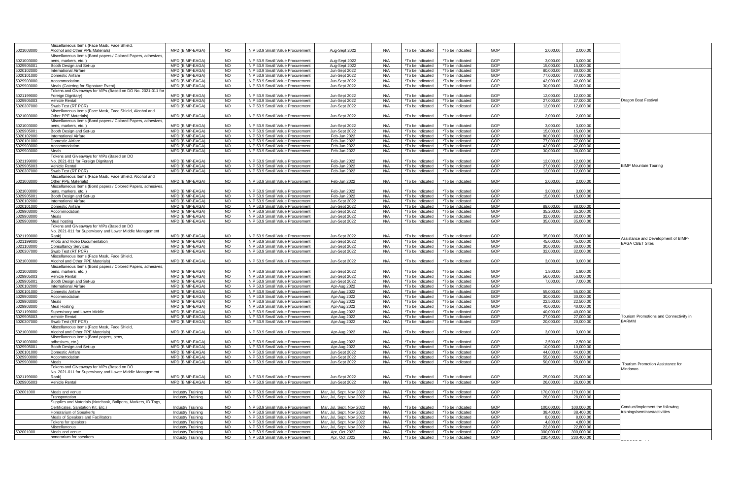| | | | | | | | | | | | | |
|---|---|---|---|---|---|---|---|---|---|---|---|---|
| 5021003000 | Miscellaneous Items (Face Mask, Face Shield, Alcohol and Other PPE Materials) | MPD (BIMP-EAGA) | NO | N.P 53.9 Small Value Procurement | Aug-Sept 2022 | N/A | *To be indicated | *To be indicated | GOP | 2,000.00 | 2,000.00 | |
| 5021003000 | Miscellaneous Items (Bond papers / Colored Papers, adhesives, pens, markers, etc. ) | MPD (BIMP-EAGA) | NO | N.P 53.9 Small Value Procurement | Aug-Sept 2022 | N/A | *To be indicated | *To be indicated | GOP | 3,000.00 | 3,000.00 | |
| 5029905001 | Booth Design and Set-up | MPD (BIMP-EAGA) | NO | N.P 53.9 Small Value Procurement | Aug-Sept 2022 | N/A | *To be indicated | *To be indicated | GOP | 15,000.00 | 15,000.00 | |
| 5020102000 | International Airfare | MPD (BIMP-EAGA) | NO | N.P 53.9 Small Value Procurement | Jun-Sept 2022 | N/A | *To be indicated | *To be indicated | GOP | 80,000.00 | 80,000.00 | Dragon Boat Festival |
| 5020101000 | Domestic Airfare | MPD (BIMP-EAGA) | NO | N.P 53.9 Small Value Procurement | Jun-Sept 2022 | N/A | *To be indicated | *To be indicated | GOP | 77,000.00 | 77,000.00 | |
| 5029903000 | Accommodation | MPD (BIMP-EAGA) | NO | N.P 53.9 Small Value Procurement | Jun-Sept 2022 | N/A | *To be indicated | *To be indicated | GOP | 42,000.00 | 42,000.00 | |
| 5029903000 | Meals (Catering for Signature Event) | MPD (BIMP-EAGA) | NO | N.P 53.9 Small Value Procurement | Jun-Sept 2022 | N/A | *To be indicated | *To be indicated | GOP | 30,000.00 | 30,000.00 | |
| 5021199000 | Tokens and Giveaways for VIPs (Based on DO No. 2021-011 for Foreign Dignitary) | MPD (BIMP-EAGA) | NO | N.P 53.9 Small Value Procurement | Jun-Sept 2022 | N/A | *To be indicated | *To be indicated | GOP | 12,000.00 | 12,000.00 | |
| 5029905003 | Vehicle Rental | MPD (BIMP-EAGA) | NO | N.P 53.9 Small Value Procurement | Jun-Sept 2022 | N/A | *To be indicated | *To be indicated | GOP | 27,000.00 | 27,000.00 | |
| 5020307000 | Swab Test (RT PCR) | MPD (BIMP-EAGA) | NO | N.P 53.9 Small Value Procurement | Jun-Sept 2022 | N/A | *To be indicated | *To be indicated | GOP | 12,000.00 | 12,000.00 | |
| 5021003000 | Miscellaneous Items (Face Mask, Face Shield, Alcohol and Other PPE Materials) | MPD (BIMP-EAGA) | NO | N.P 53.9 Small Value Procurement | Jun-Sept 2022 | N/A | *To be indicated | *To be indicated | GOP | 2,000.00 | 2,000.00 | |
| 5021003000 | Miscellaneous Items (Bond papers / Colored Papers, adhesives, pens, markers, etc. ) | MPD (BIMP-EAGA) | NO | N.P 53.9 Small Value Procurement | Jun-Sept 2022 | N/A | *To be indicated | *To be indicated | GOP | 3,000.00 | 3,000.00 | |
| 5029905001 | Booth Design and Set-up | MPD (BIMP-EAGA) | NO | N.P 53.9 Small Value Procurement | Jun-Sept 2022 | N/A | *To be indicated | *To be indicated | GOP | 15,000.00 | 15,000.00 | |
| 5020102000 | International Airfare | MPD (BIMP-EAGA) | NO | N.P 53.9 Small Value Procurement | Feb-Jun 2022 | N/A | *To be indicated | *To be indicated | GOP | 80,000.00 | 80,000.00 | BIMP Mountain Touring |
| 5020101000 | Domestic Airfare | MPD (BIMP-EAGA) | NO | N.P 53.9 Small Value Procurement | Feb-Jun 2022 | N/A | *To be indicated | *To be indicated | GOP | 77,000.00 | 77,000.00 | |
| 5029903000 | Accommodation | MPD (BIMP-EAGA) | NO | N.P 53.9 Small Value Procurement | Feb-Jun 2022 | N/A | *To be indicated | *To be indicated | GOP | 42,000.00 | 42,000.00 | |
| 5029903000 | Meals | MPD (BIMP-EAGA) | NO | N.P 53.9 Small Value Procurement | Feb-Jun 2022 | N/A | *To be indicated | *To be indicated | GOP | 30,000.00 | 30,000.00 | |
| 5021199000 | Tokens and Giveaways for VIPs (Based on DO No. 2021-011 for Foreign Dignitary) | MPD (BIMP-EAGA) | NO | N.P 53.9 Small Value Procurement | Feb-Jun 2022 | N/A | *To be indicated | *To be indicated | GOP | 12,000.00 | 12,000.00 | |
| 5029905003 | Vehicle Rental | MPD (BIMP-EAGA) | NO | N.P 53.9 Small Value Procurement | Feb-Jun 2022 | N/A | *To be indicated | *To be indicated | GOP | 27,000.00 | 27,000.00 | |
| 5020307000 | Swab Test (RT PCR) | MPD (BIMP-EAGA) | NO | N.P 53.9 Small Value Procurement | Feb-Jun 2022 | N/A | *To be indicated | *To be indicated | GOP | 12,000.00 | 12,000.00 | |
| 5021003000 | Miscellaneous Items (Face Mask, Face Shield, Alcohol and Other PPE Materials) | MPD (BIMP-EAGA) | NO | N.P 53.9 Small Value Procurement | Feb-Jun 2022 | N/A | *To be indicated | *To be indicated | GOP | 2,000.00 | 2,000.00 | |
| 5021003000 | Miscellaneous Items (Bond papers / Colored Papers, adhesives, pens, markers, etc. ) | MPD (BIMP-EAGA) | NO | N.P 53.9 Small Value Procurement | Feb-Jun 2022 | N/A | *To be indicated | *To be indicated | GOP | 3,000.00 | 3,000.00 | |
| 5029905001 | Booth Design and Set-up | MPD (BIMP-EAGA) | NO | N.P 53.9 Small Value Procurement | Feb-Jun 2022 | N/A | *To be indicated | *To be indicated | GOP | 15,000.00 | 15,000.00 | |
| 5020102000 | International Airfare | MPD (BIMP-EAGA) | NO | N.P 53.9 Small Value Procurement | Jun-Sept 2022 | N/A | *To be indicated | *To be indicated | GOP | | | Assistance and Development of BIMP-EAGA CBET Sites |
| 5020101000 | Domestic Airfare | MPD (BIMP-EAGA) | NO | N.P 53.9 Small Value Procurement | Jun-Sept 2022 | N/A | *To be indicated | *To be indicated | GOP | 88,000.00 | 88,000.00 | |
| 5029903000 | Accommodation | MPD (BIMP-EAGA) | NO | N.P 53.9 Small Value Procurement | Jun-Sept 2022 | N/A | *To be indicated | *To be indicated | GOP | 35,200.00 | 35,200.00 | |
| 5029903000 | Meals | MPD (BIMP-EAGA) | NO | N.P 53.9 Small Value Procurement | Jun-Sept 2022 | N/A | *To be indicated | *To be indicated | GOP | 32,000.00 | 32,000.00 | |
| 5029903000 | Meal hosting | MPD (BIMP-EAGA) | NO | N.P 53.9 Small Value Procurement | Jun-Sept 2022 | N/A | *To be indicated | *To be indicated | GOP | 35,000.00 | 35,000.00 | |
| 5021199000 | Tokens and Giveaways for VIPs (Based on DO No. 2021-011 for Supervisory and Lower Middle Management Rank) | MPD (BIMP-EAGA) | NO | N.P 53.9 Small Value Procurement | Jun-Sept 2022 | N/A | *To be indicated | *To be indicated | GOP | 35,000.00 | 35,000.00 | |
| 5021199000 | Photo and Video Documentation | MPD (BIMP-EAGA) | NO | N.P 53.9 Small Value Procurement | Jun-Sept 2022 | N/A | *To be indicated | *To be indicated | GOP | 45,000.00 | 45,000.00 | |
| 5021103000 | Consultancy Services | MPD (BIMP-EAGA) | NO | N.P 53.9 Small Value Procurement | Jun-Sept 2022 | N/A | *To be indicated | *To be indicated | GOP | 30,000.00 | 30,000.00 | |
| 5020307000 | Swab Test (RT PCR) | MPD (BIMP-EAGA) | NO | N.P 53.9 Small Value Procurement | Jun-Sept 2022 | N/A | *To be indicated | *To be indicated | GOP | 32,000.00 | 32,000.00 | |
| 5021003000 | Miscellaneous Items (Face Mask, Face Shield, Alcohol and Other PPE Materials) | MPD (BIMP-EAGA) | NO | N.P 53.9 Small Value Procurement | Jun-Sept 2022 | N/A | *To be indicated | *To be indicated | GOP | 3,000.00 | 3,000.00 | |
| 5021003000 | Miscellaneous Items (Bond papers / Colored Papers, adhesives, pens, markers, etc. ) | MPD (BIMP-EAGA) | NO | N.P 53.9 Small Value Procurement | Jun-Sept 2022 | N/A | *To be indicated | *To be indicated | GOP | 1,800.00 | 1,800.00 | |
| 5029905003 | Vehicle Rental | MPD (BIMP-EAGA) | NO | N.P 53.9 Small Value Procurement | Jun-Sept 2022 | N/A | *To be indicated | *To be indicated | GOP | 56,000.00 | 56,000.00 | |
| 5029905001 | Booth Design and Set-up | MPD (BIMP-EAGA) | NO | N.P 53.9 Small Value Procurement | Jun-Sept 2022 | N/A | *To be indicated | *To be indicated | GOP | 7,000.00 | 7,000.00 | |
| 5020102000 | International Airfare | MPD (BIMP-EAGA) | NO | N.P 53.9 Small Value Procurement | Apr-Aug 2022 | N/A | *To be indicated | *To be indicated | GOP | | | Tourism Promotions and Connectivity in BARMM |
| 5020101000 | Domestic Airfare | MPD (BIMP-EAGA) | NO | N.P 53.9 Small Value Procurement | Apr-Aug 2022 | N/A | *To be indicated | *To be indicated | GOP | 55,000.00 | 55,000.00 | |
| 5029903000 | Accommodation | MPD (BIMP-EAGA) | NO | N.P 53.9 Small Value Procurement | Apr-Aug 2022 | N/A | *To be indicated | *To be indicated | GOP | 30,000.00 | 30,000.00 | |
| 5029903000 | Meals | MPD (BIMP-EAGA) | NO | N.P 53.9 Small Value Procurement | Apr-Aug 2022 | N/A | *To be indicated | *To be indicated | GOP | 22,500.00 | 22,500.00 | |
| 5029903000 | Meal Hosting | MPD (BIMP-EAGA) | NO | N.P 53.9 Small Value Procurement | Apr-Aug 2022 | N/A | *To be indicated | *To be indicated | GOP | 40,000.00 | 40,000.00 | |
| 5021199000 | Supervisory and Lower Middle | MPD (BIMP-EAGA) | NO | N.P 53.9 Small Value Procurement | Apr-Aug 2022 | N/A | *To be indicated | *To be indicated | GOP | 40,000.00 | 40,000.00 | |
| 5029905003 | Vehicle Rental | MPD (BIMP-EAGA) | NO | N.P 53.9 Small Value Procurement | Apr-Aug 2022 | N/A | *To be indicated | *To be indicated | GOP | 27,000.00 | 27,000.00 | |
| 5020307000 | Swab Test (RT PCR) | MPD (BIMP-EAGA) | NO | N.P 53.9 Small Value Procurement | Apr-Aug 2022 | N/A | *To be indicated | *To be indicated | GOP | 20,000.00 | 20,000.00 | |
| 5021003000 | Miscellaneous Items (Face Mask, Face Shield, Alcohol and Other PPE Materials) | MPD (BIMP-EAGA) | NO | N.P 53.9 Small Value Procurement | Apr-Aug 2022 | N/A | *To be indicated | *To be indicated | GOP | 3,000.00 | 3,000.00 | |
| 5021003000 | Miscellaneous Items (Bond papers, pens, adhesives, etc.) | MPD (BIMP-EAGA) | NO | N.P 53.9 Small Value Procurement | Apr-Aug 2022 | N/A | *To be indicated | *To be indicated | GOP | 2,500.00 | 2,500.00 | |
| 5029905001 | Booth Design and Set-up | MPD (BIMP-EAGA) | NO | N.P 53.9 Small Value Procurement | Apr-Aug 2022 | N/A | *To be indicated | *To be indicated | GOP | 10,000.00 | 10,000.00 | |
| 5020101000 | Domestic Airfare | MPD (BIMP-EAGA) | NO | N.P 53.9 Small Value Procurement | Jun-Sept 2022 | N/A | *To be indicated | *To be indicated | GOP | 44,000.00 | 44,000.00 | Tourism Promotion Assistance for Mindanao |
| 5029903000 | Accommodation | MPD (BIMP-EAGA) | NO | N.P 53.9 Small Value Procurement | Jun-Sept 2022 | N/A | *To be indicated | *To be indicated | GOP | 55,000.00 | 55,000.00 | |
| 5029903000 | Meals | MPD (BIMP-EAGA) | NO | N.P 53.9 Small Value Procurement | Jun-Sept 2022 | N/A | *To be indicated | *To be indicated | GOP | 50,000.00 | 50,000.00 | |
| 5021199000 | Tokens and Giveaways for VIPs (Based on DO No. 2021-011 for Supervisory and Lower Middle Management Rank) | MPD (BIMP-EAGA) | NO | N.P 53.9 Small Value Procurement | Jun-Sept 2022 | N/A | *To be indicated | *To be indicated | GOP | 25,000.00 | 25,000.00 | |
| 5029905003 | Vehicle Rental | MPD (BIMP-EAGA) | NO | N.P 53.9 Small Value Procurement | Jun-Sept 2022 | N/A | *To be indicated | *To be indicated | GOP | 26,000.00 | 26,000.00 | |
| 502001000 | Meals and venue | Industry Training | NO | N.P 53.9 Small Value Procurement | Mar, Jul, Sept, Nov 2022 | N/A | *To be indicated | *To be indicated | GOP | 170,000.00 | 170,000.00 | Conduct/implement the following trainings/seminars/activities |
| | Transportation | Industry Training | NO | N.P 53.9 Small Value Procurement | Mar, Jul, Sept, Nov 2022 | N/A | *To be indicated | *To be indicated | GOP | 28,000.00 | 28,000.00 | |
| | Supplies and Materials (Notebook, Ballpens, Markers, ID Tags, Certificates, Sanitation Kit, Etc.) | Industry Training | NO | N.P 53.9 Small Value Procurement | Mar, Jul, Sept, Nov 2022 | N/A | *To be indicated | *To be indicated | GOP | 100,000.00 | 100,000.00 | |
| | Honorarium of Speaker/s | Industry Training | NO | N.P 53.9 Small Value Procurement | Mar, Jul, Sept, Nov 2022 | N/A | *To be indicated | *To be indicated | GOP | 38,400.00 | 38,400.00 | |
| | Meals of Speakers and Facilitators | Industry Training | NO | N.P 53.9 Small Value Procurement | Mar, Jul, Sept, Nov 2022 | N/A | *To be indicated | *To be indicated | GOP | 8,000.00 | 8,000.00 | |
| | Tokens for speakers | Industry Training | NO | N.P 53.9 Small Value Procurement | Mar, Jul, Sept, Nov 2022 | N/A | *To be indicated | *To be indicated | GOP | 4,800.00 | 4,800.00 | |
| | Miscellaneous | Industry Training | NO | N.P 53.9 Small Value Procurement | Mar, Jul, Sept, Nov 2022 | N/A | *To be indicated | *To be indicated | GOP | 22,800.00 | 22,800.00 | |
| 502001000 | Meals and venue | Industry Training | NO | N.P 53.9 Small Value Procurement | Apr, Oct 2022 | N/A | *To be indicated | *To be indicated | GOP | 300,000.00 | 300,000.00 | |
| | honorarium for speakers | Industry Training | NO | N.P 53.9 Small Value Procurement | Apr, Oct 2022 | N/A | *To be indicated | *To be indicated | GOP | 230,400.00 | 230,400.00 | |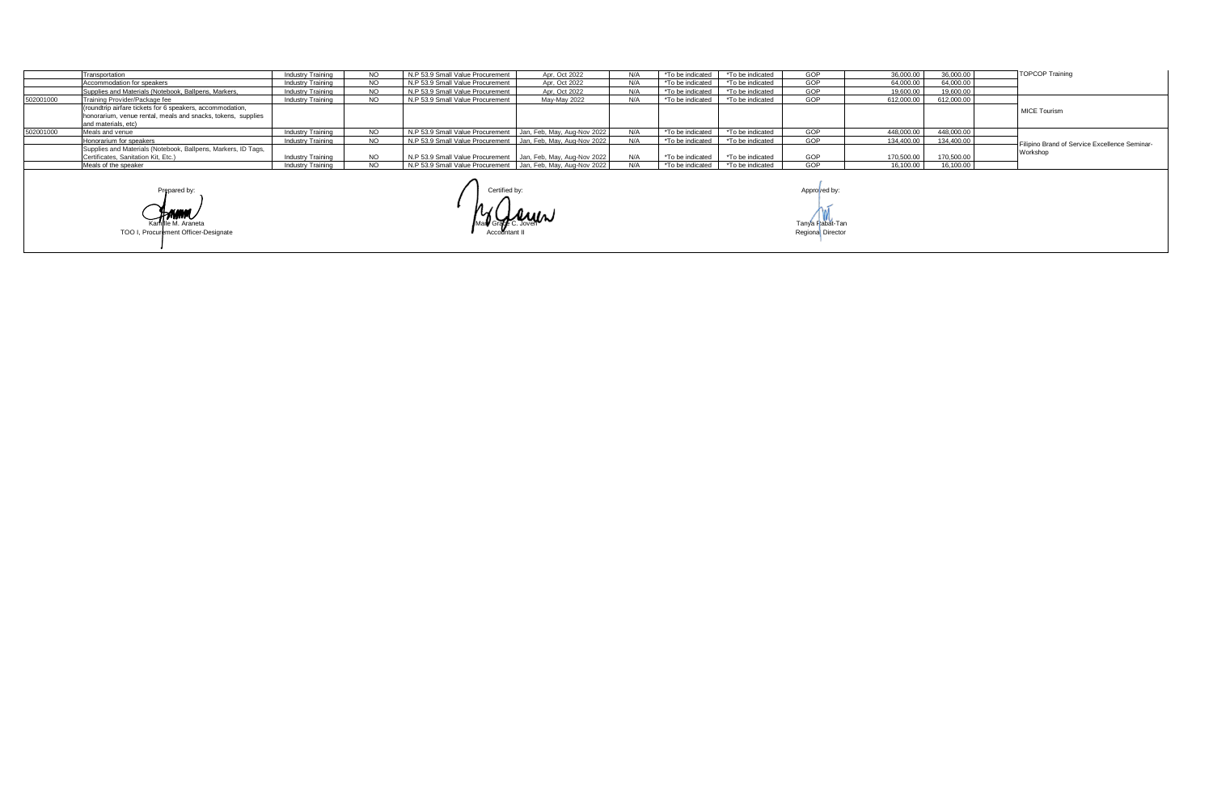| | | | | | | | | | | | | | |
|---|---|---|---|---|---|---|---|---|---|---|---|---|---|
| | Transportation | Industry Training | NO | N.P 53.9 Small Value Procurement | Apr, Oct 2022 | N/A | *To be indicated | *To be indicated | GOP | 36,000.00 | 36,000.00 | | TOPCOP Training |
| | Accommodation for speakers | Industry Training | NO | N.P 53.9 Small Value Procurement | Apr, Oct 2022 | N/A | *To be indicated | *To be indicated | GOP | 64,000.00 | 64,000.00 | | |
| | Supplies and Materials (Notebook, Ballpens, Markers, | Industry Training | NO | N.P 53.9 Small Value Procurement | Apr, Oct 2022 | N/A | *To be indicated | *To be indicated | GOP | 19,600.00 | 19,600.00 | | |
| 502001000 | Training Provider/Package fee | Industry Training | NO | N.P 53.9 Small Value Procurement | May-May 2022 | N/A | *To be indicated | *To be indicated | GOP | 612,000.00 | 612,000.00 | | MICE Tourism |
| | (roundtrip airfare tickets for 6 speakers, accommodation, honorarium, venue rental, meals and snacks, tokens, supplies and materials, etc) | | | | | | | | | | | | |
| 502001000 | Meals and venue | Industry Training | NO | N.P 53.9 Small Value Procurement | Jan, Feb, May, Aug-Nov 2022 | N/A | *To be indicated | *To be indicated | GOP | 448,000.00 | 448,000.00 | | Filipino Brand of Service Excellence Seminar-Workshop |
| | Honorarium for speakers | Industry Training | NO | N.P 53.9 Small Value Procurement | Jan, Feb, May, Aug-Nov 2022 | N/A | *To be indicated | *To be indicated | GOP | 134,400.00 | 134,400.00 | | |
| | Supplies and Materials (Notebook, Ballpens, Markers, ID Tags, Certificates, Sanitation Kit, Etc.) | Industry Training | NO | N.P 53.9 Small Value Procurement | Jan, Feb, May, Aug-Nov 2022 | N/A | *To be indicated | *To be indicated | GOP | 170,500.00 | 170,500.00 | | |
| | Meals of the speaker | Industry Training | NO | N.P 53.9 Small Value Procurement | Jan, Feb, May, Aug-Nov 2022 | N/A | *To be indicated | *To be indicated | GOP | 16,100.00 | 16,100.00 | | |

Prepared by:

Karmille M. Araneta
TOO I, Procurement Officer-Designate

Certified by:

Mary Grace C. Joven
Accountant II

Approved by:

Tanya Rabat-Tan
Regional Director